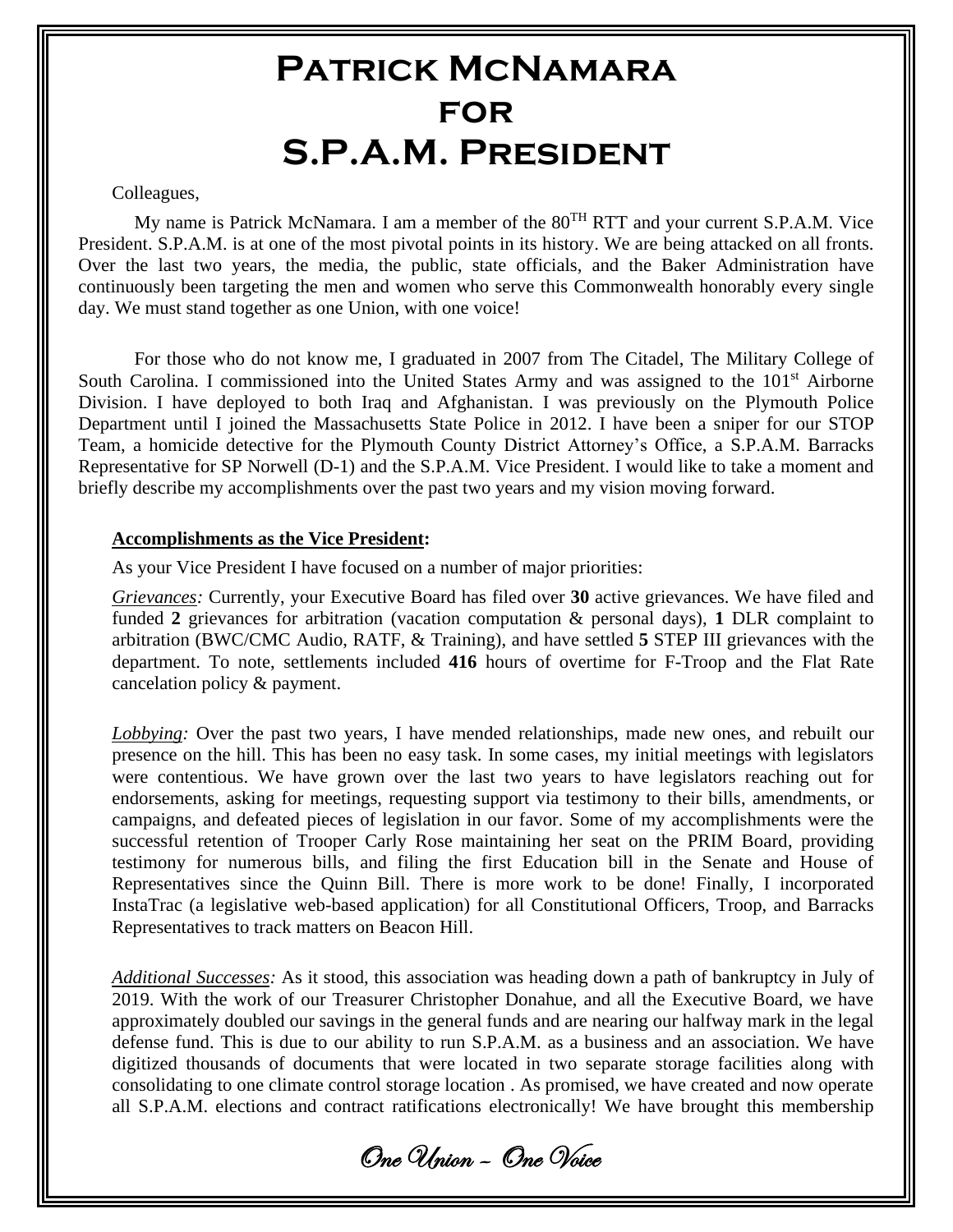# Patrick McNamara for S.P.A.M. President

Colleagues,

My name is Patrick McNamara. I am a member of the 80TH RTT and your current S.P.A.M. Vice President. S.P.A.M. is at one of the most pivotal points in its history. We are being attacked on all fronts. Over the last two years, the media, the public, state officials, and the Baker Administration have continuously been targeting the men and women who serve this Commonwealth honorably every single day. We must stand together as one Union, with one voice!

For those who do not know me, I graduated in 2007 from The Citadel, The Military College of South Carolina. I commissioned into the United States Army and was assigned to the 101st Airborne Division. I have deployed to both Iraq and Afghanistan. I was previously on the Plymouth Police Department until I joined the Massachusetts State Police in 2012. I have been a sniper for our STOP Team, a homicide detective for the Plymouth County District Attorney's Office, a S.P.A.M. Barracks Representative for SP Norwell (D-1) and the S.P.A.M. Vice President. I would like to take a moment and briefly describe my accomplishments over the past two years and my vision moving forward.

**Accomplishments as the Vice President:**

As your Vice President I have focused on a number of major priorities:

*Grievances:* Currently, your Executive Board has filed over **30** active grievances. We have filed and funded **2** grievances for arbitration (vacation computation & personal days), **1** DLR complaint to arbitration (BWC/CMC Audio, RATF, & Training), and have settled **5** STEP III grievances with the department. To note, settlements included **416** hours of overtime for F-Troop and the Flat Rate cancelation policy & payment.

*Lobbying:* Over the past two years, I have mended relationships, made new ones, and rebuilt our presence on the hill. This has been no easy task. In some cases, my initial meetings with legislators were contentious. We have grown over the last two years to have legislators reaching out for endorsements, asking for meetings, requesting support via testimony to their bills, amendments, or campaigns, and defeated pieces of legislation in our favor. Some of my accomplishments were the successful retention of Trooper Carly Rose maintaining her seat on the PRIM Board, providing testimony for numerous bills, and filing the first Education bill in the Senate and House of Representatives since the Quinn Bill. There is more work to be done! Finally, I incorporated InstaTrac (a legislative web-based application) for all Constitutional Officers, Troop, and Barracks Representatives to track matters on Beacon Hill.

*Additional Successes:* As it stood, this association was heading down a path of bankruptcy in July of 2019. With the work of our Treasurer Christopher Donahue, and all the Executive Board, we have approximately doubled our savings in the general funds and are nearing our halfway mark in the legal defense fund. This is due to our ability to run S.P.A.M. as a business and an association. We have digitized thousands of documents that were located in two separate storage facilities along with consolidating to one climate control storage location . As promised, we have created and now operate all S.P.A.M. elections and contract ratifications electronically! We have brought this membership

*One Union – One Voice*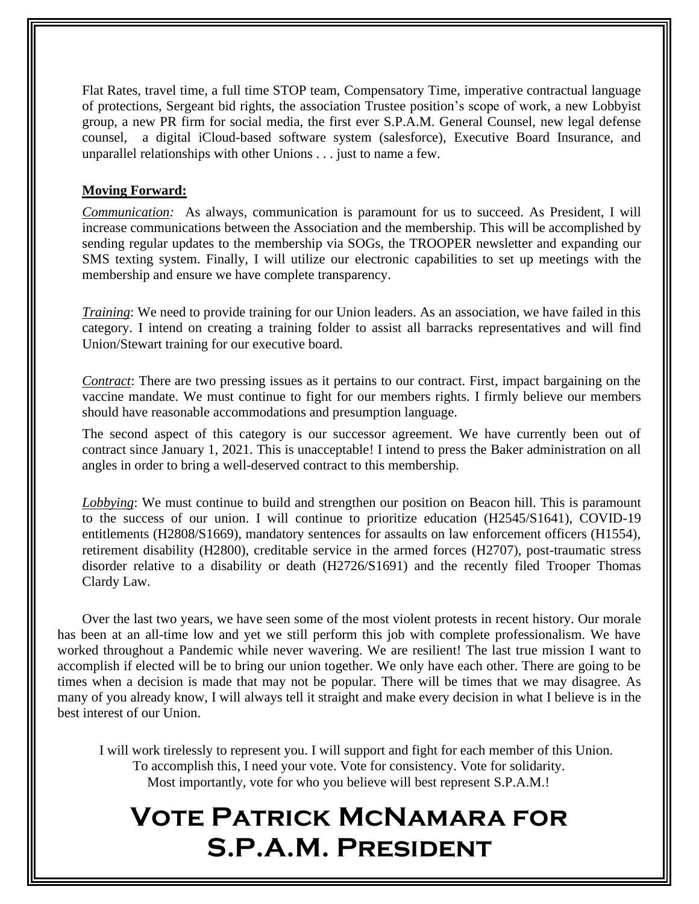Flat Rates, travel time, a full time STOP team, Compensatory Time, imperative contractual language of protections, Sergeant bid rights, the association Trustee position's scope of work, a new Lobbyist group, a new PR firm for social media, the first ever S.P.A.M. General Counsel, new legal defense counsel, a digital iCloud-based software system (salesforce), Executive Board Insurance, and unparallel relationships with other Unions . . . just to name a few.

**Moving Forward:**

*Communication:* As always, communication is paramount for us to succeed. As President, I will increase communications between the Association and the membership. This will be accomplished by sending regular updates to the membership via SOGs, the TROOPER newsletter and expanding our SMS texting system. Finally, I will utilize our electronic capabilities to set up meetings with the membership and ensure we have complete transparency.

*Training*: We need to provide training for our Union leaders. As an association, we have failed in this category. I intend on creating a training folder to assist all barracks representatives and will find Union/Stewart training for our executive board.

*Contract*: There are two pressing issues as it pertains to our contract. First, impact bargaining on the vaccine mandate. We must continue to fight for our members rights. I firmly believe our members should have reasonable accommodations and presumption language.

The second aspect of this category is our successor agreement. We have currently been out of contract since January 1, 2021. This is unacceptable! I intend to press the Baker administration on all angles in order to bring a well-deserved contract to this membership.

*Lobbying*: We must continue to build and strengthen our position on Beacon hill. This is paramount to the success of our union. I will continue to prioritize education (H2545/S1641), COVID-19 entitlements (H2808/S1669), mandatory sentences for assaults on law enforcement officers (H1554), retirement disability (H2800), creditable service in the armed forces (H2707), post-traumatic stress disorder relative to a disability or death (H2726/S1691) and the recently filed Trooper Thomas Clardy Law.

Over the last two years, we have seen some of the most violent protests in recent history. Our morale has been at an all-time low and yet we still perform this job with complete professionalism. We have worked throughout a Pandemic while never wavering. We are resilient! The last true mission I want to accomplish if elected will be to bring our union together. We only have each other. There are going to be times when a decision is made that may not be popular. There will be times that we may disagree. As many of you already know, I will always tell it straight and make every decision in what I believe is in the best interest of our Union.

I will work tirelessly to represent you. I will support and fight for each member of this Union.
To accomplish this, I need your vote. Vote for consistency. Vote for solidarity.
Most importantly, vote for who you believe will best represent S.P.A.M.!

# Vote Patrick McNamara for S.P.A.M. President